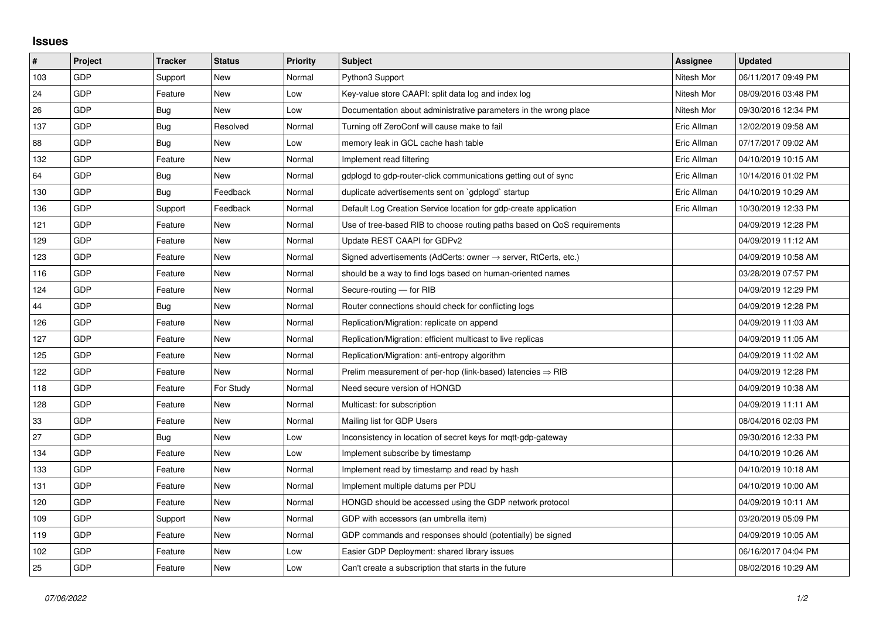# Issues

| # | Project | Tracker | Status | Priority | Subject | Assignee | Updated |
|---|---|---|---|---|---|---|---|
| 103 | GDP | Support | New | Normal | Python3 Support | Nitesh Mor | 06/11/2017 09:49 PM |
| 24 | GDP | Feature | New | Low | Key-value store CAAPI: split data log and index log | Nitesh Mor | 08/09/2016 03:48 PM |
| 26 | GDP | Bug | New | Low | Documentation about administrative parameters in the wrong place | Nitesh Mor | 09/30/2016 12:34 PM |
| 137 | GDP | Bug | Resolved | Normal | Turning off ZeroConf will cause make to fail | Eric Allman | 12/02/2019 09:58 AM |
| 88 | GDP | Bug | New | Low | memory leak in GCL cache hash table | Eric Allman | 07/17/2017 09:02 AM |
| 132 | GDP | Feature | New | Normal | Implement read filtering | Eric Allman | 04/10/2019 10:15 AM |
| 64 | GDP | Bug | New | Normal | gdplogd to gdp-router-click communications getting out of sync | Eric Allman | 10/14/2016 01:02 PM |
| 130 | GDP | Bug | Feedback | Normal | duplicate advertisements sent on `gdplogd` startup | Eric Allman | 04/10/2019 10:29 AM |
| 136 | GDP | Support | Feedback | Normal | Default Log Creation Service location for gdp-create application | Eric Allman | 10/30/2019 12:33 PM |
| 121 | GDP | Feature | New | Normal | Use of tree-based RIB to choose routing paths based on QoS requirements | | 04/09/2019 12:28 PM |
| 129 | GDP | Feature | New | Normal | Update REST CAAPI for GDPv2 | | 04/09/2019 11:12 AM |
| 123 | GDP | Feature | New | Normal | Signed advertisements (AdCerts: owner → server, RtCerts, etc.) | | 04/09/2019 10:58 AM |
| 116 | GDP | Feature | New | Normal | should be a way to find logs based on human-oriented names | | 03/28/2019 07:57 PM |
| 124 | GDP | Feature | New | Normal | Secure-routing — for RIB | | 04/09/2019 12:29 PM |
| 44 | GDP | Bug | New | Normal | Router connections should check for conflicting logs | | 04/09/2019 12:28 PM |
| 126 | GDP | Feature | New | Normal | Replication/Migration: replicate on append | | 04/09/2019 11:03 AM |
| 127 | GDP | Feature | New | Normal | Replication/Migration: efficient multicast to live replicas | | 04/09/2019 11:05 AM |
| 125 | GDP | Feature | New | Normal | Replication/Migration: anti-entropy algorithm | | 04/09/2019 11:02 AM |
| 122 | GDP | Feature | New | Normal | Prelim measurement of per-hop (link-based) latencies ⇒ RIB | | 04/09/2019 12:28 PM |
| 118 | GDP | Feature | For Study | Normal | Need secure version of HONGD | | 04/09/2019 10:38 AM |
| 128 | GDP | Feature | New | Normal | Multicast: for subscription | | 04/09/2019 11:11 AM |
| 33 | GDP | Feature | New | Normal | Mailing list for GDP Users | | 08/04/2016 02:03 PM |
| 27 | GDP | Bug | New | Low | Inconsistency in location of secret keys for mqtt-gdp-gateway | | 09/30/2016 12:33 PM |
| 134 | GDP | Feature | New | Low | Implement subscribe by timestamp | | 04/10/2019 10:26 AM |
| 133 | GDP | Feature | New | Normal | Implement read by timestamp and read by hash | | 04/10/2019 10:18 AM |
| 131 | GDP | Feature | New | Normal | Implement multiple datums per PDU | | 04/10/2019 10:00 AM |
| 120 | GDP | Feature | New | Normal | HONGD should be accessed using the GDP network protocol | | 04/09/2019 10:11 AM |
| 109 | GDP | Support | New | Normal | GDP with accessors (an umbrella item) | | 03/20/2019 05:09 PM |
| 119 | GDP | Feature | New | Normal | GDP commands and responses should (potentially) be signed | | 04/09/2019 10:05 AM |
| 102 | GDP | Feature | New | Low | Easier GDP Deployment: shared library issues | | 06/16/2017 04:04 PM |
| 25 | GDP | Feature | New | Low | Can't create a subscription that starts in the future | | 08/02/2016 10:29 AM |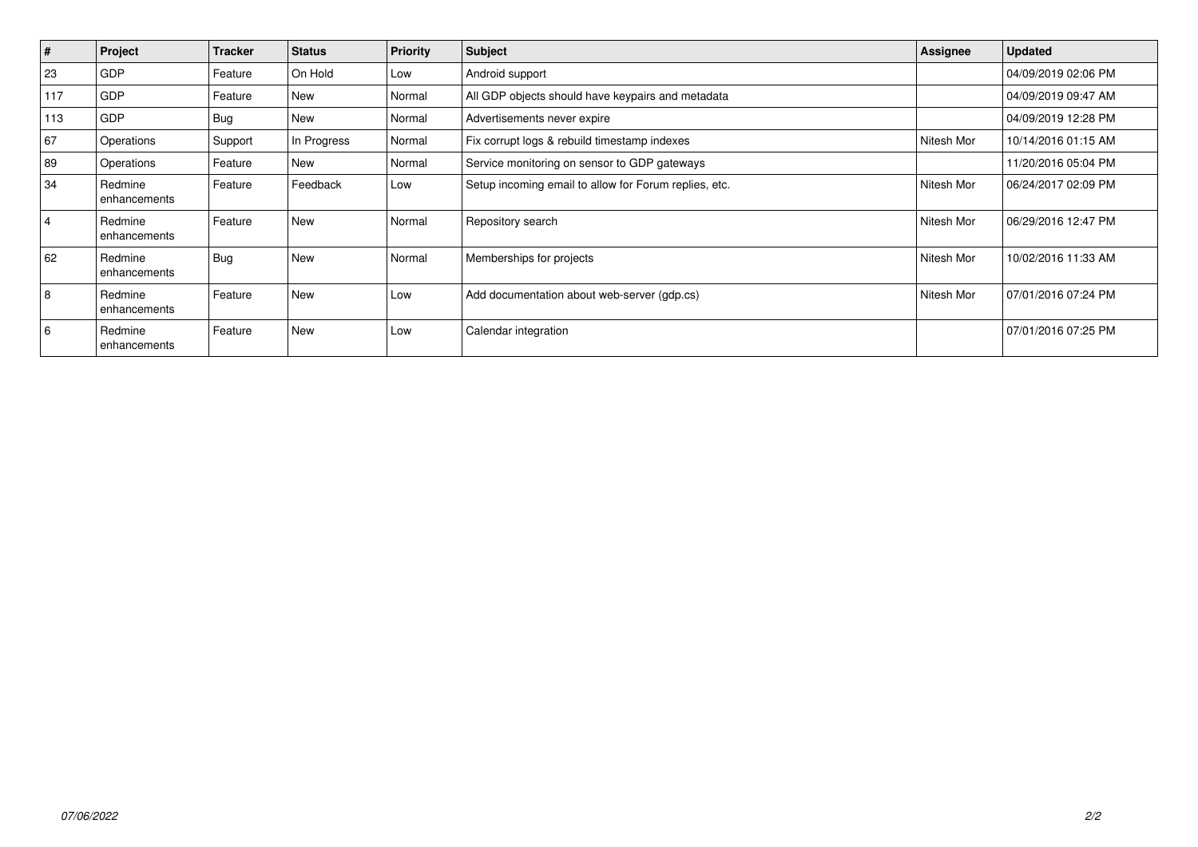| # | Project | Tracker | Status | Priority | Subject | Assignee | Updated |
|---|---|---|---|---|---|---|---|
| 23 | GDP | Feature | On Hold | Low | Android support | | 04/09/2019 02:06 PM |
| 117 | GDP | Feature | New | Normal | All GDP objects should have keypairs and metadata | | 04/09/2019 09:47 AM |
| 113 | GDP | Bug | New | Normal | Advertisements never expire | | 04/09/2019 12:28 PM |
| 67 | Operations | Support | In Progress | Normal | Fix corrupt logs & rebuild timestamp indexes | Nitesh Mor | 10/14/2016 01:15 AM |
| 89 | Operations | Feature | New | Normal | Service monitoring on sensor to GDP gateways | | 11/20/2016 05:04 PM |
| 34 | Redmine enhancements | Feature | Feedback | Low | Setup incoming email to allow for Forum replies, etc. | Nitesh Mor | 06/24/2017 02:09 PM |
| 4 | Redmine enhancements | Feature | New | Normal | Repository search | Nitesh Mor | 06/29/2016 12:47 PM |
| 62 | Redmine enhancements | Bug | New | Normal | Memberships for projects | Nitesh Mor | 10/02/2016 11:33 AM |
| 8 | Redmine enhancements | Feature | New | Low | Add documentation about web-server (gdp.cs) | Nitesh Mor | 07/01/2016 07:24 PM |
| 6 | Redmine enhancements | Feature | New | Low | Calendar integration | | 07/01/2016 07:25 PM |